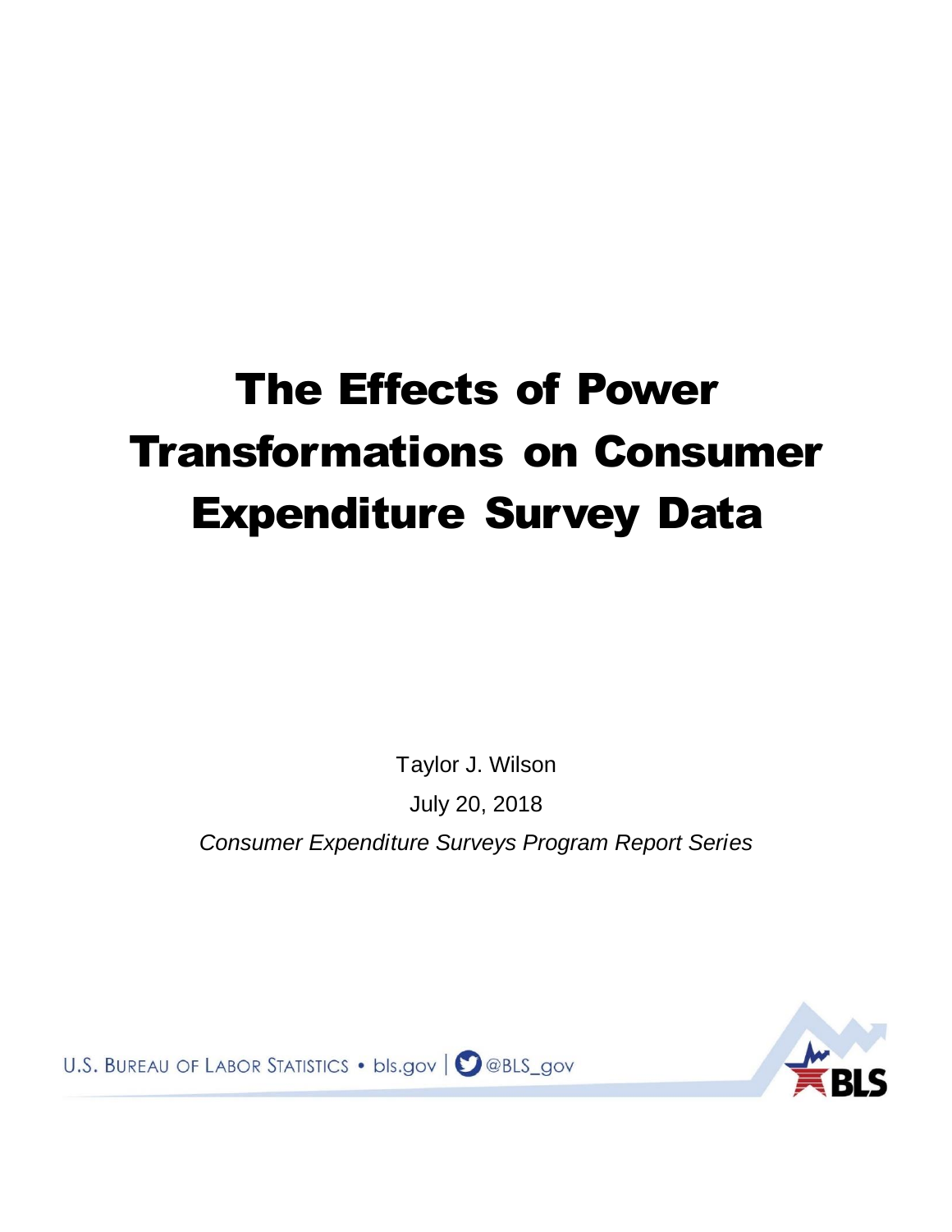# The Effects of Power Transformations on Consumer Expenditure Survey Data

Taylor J. Wilson

July 20, 2018

*Consumer Expenditure Surveys Program Report Series*

U.S. BUREAU OF LABOR STATISTICS • bls.gov | @BLS_gov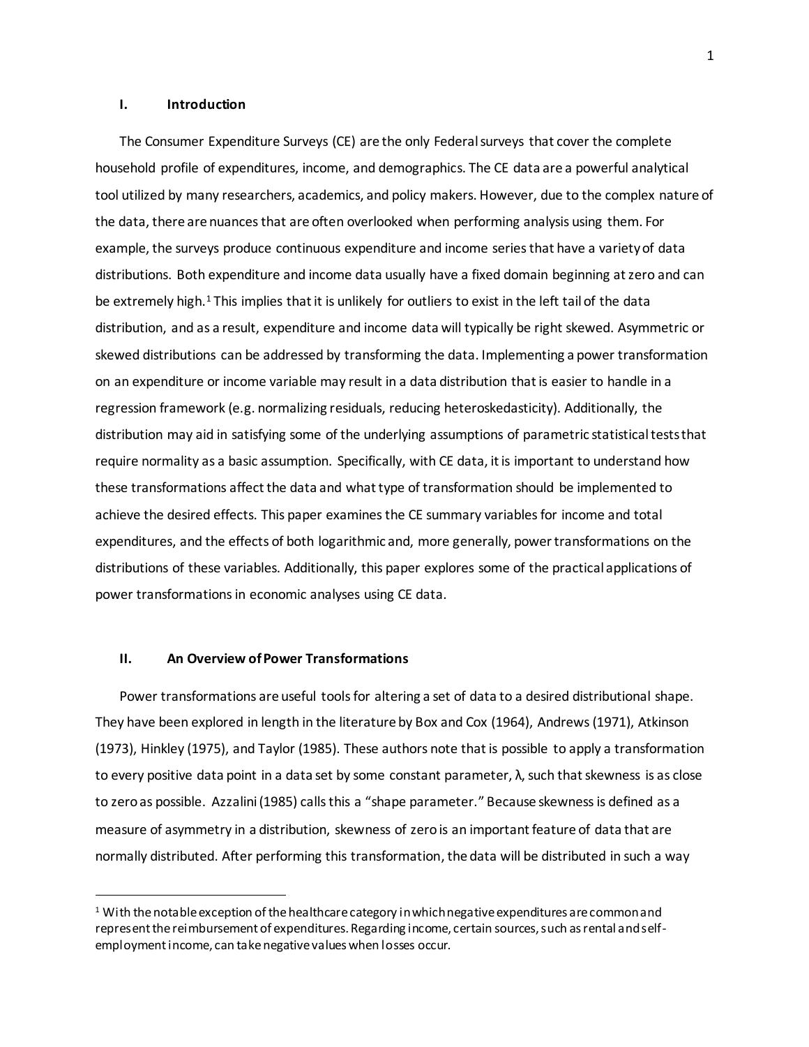## I. Introduction

The Consumer Expenditure Surveys (CE) are the only Federal surveys that cover the complete household profile of expenditures, income, and demographics. The CE data are a powerful analytical tool utilized by many researchers, academics, and policy makers. However, due to the complex nature of the data, there are nuances that are often overlooked when performing analysis using them. For example, the surveys produce continuous expenditure and income series that have a variety of data distributions. Both expenditure and income data usually have a fixed domain beginning at zero and can be extremely high.[1] This implies that it is unlikely for outliers to exist in the left tail of the data distribution, and as a result, expenditure and income data will typically be right skewed. Asymmetric or skewed distributions can be addressed by transforming the data. Implementing a power transformation on an expenditure or income variable may result in a data distribution that is easier to handle in a regression framework (e.g. normalizing residuals, reducing heteroskedasticity). Additionally, the distribution may aid in satisfying some of the underlying assumptions of parametric statistical tests that require normality as a basic assumption. Specifically, with CE data, it is important to understand how these transformations affect the data and what type of transformation should be implemented to achieve the desired effects. This paper examines the CE summary variables for income and total expenditures, and the effects of both logarithmic and, more generally, power transformations on the distributions of these variables. Additionally, this paper explores some of the practical applications of power transformations in economic analyses using CE data.

## II. An Overview of Power Transformations

Power transformations are useful tools for altering a set of data to a desired distributional shape. They have been explored in length in the literature by Box and Cox (1964), Andrews (1971), Atkinson (1973), Hinkley (1975), and Taylor (1985). These authors note that is possible to apply a transformation to every positive data point in a data set by some constant parameter, $\lambda$, such that skewness is as close to zero as possible. Azzalini (1985) calls this a "shape parameter." Because skewness is defined as a measure of asymmetry in a distribution, skewness of zero is an important feature of data that are normally distributed. After performing this transformation, the data will be distributed in such a way

[1] With the notable exception of the healthcare category in which negative expenditures are common and represent the reimbursement of expenditures. Regarding income, certain sources, such as rental and self-employment income, can take negative values when losses occur.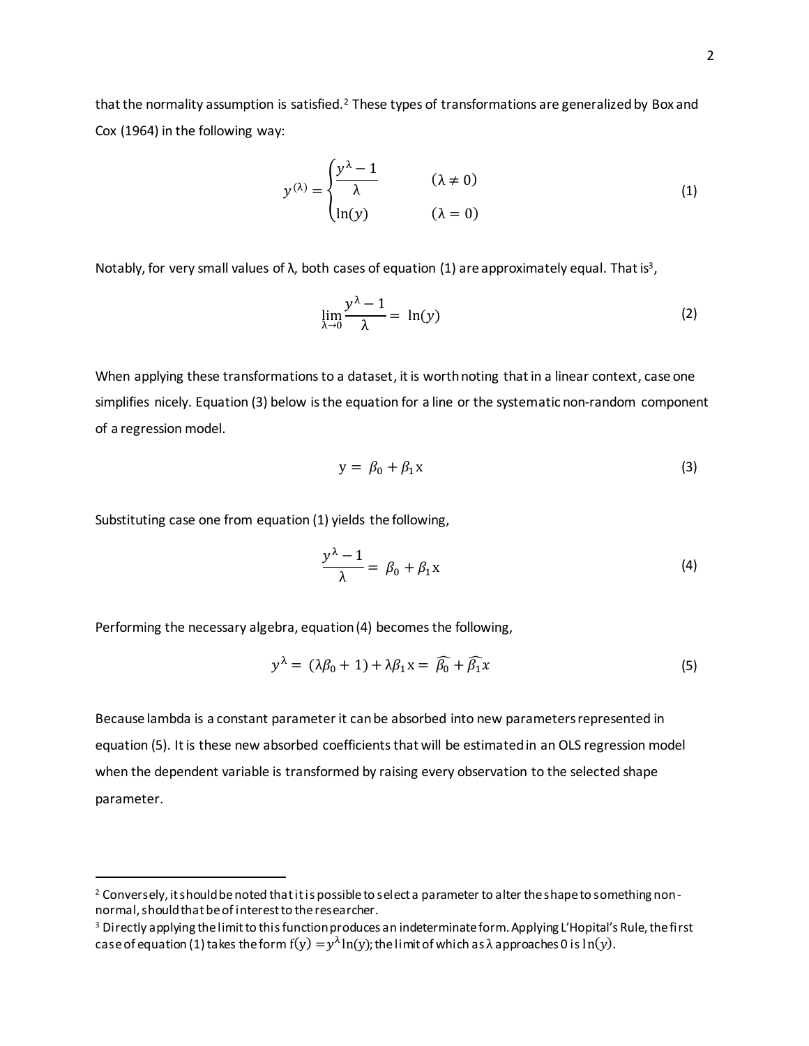that the normality assumption is satisfied.[2] These types of transformations are generalized by Box and Cox (1964) in the following way:

$$y^{(\lambda)} = \begin{cases} \dfrac{y^{\lambda} - 1}{\lambda} & (\lambda \neq 0) \\ \ln(y) & (\lambda = 0) \end{cases} \tag{1}$$

Notably, for very small values of λ, both cases of equation (1) are approximately equal. That is[3],

$$\lim_{\lambda \to 0} \frac{y^{\lambda} - 1}{\lambda} = \ln(y) \tag{2}$$

When applying these transformations to a dataset, it is worth noting that in a linear context, case one simplifies nicely. Equation (3) below is the equation for a line or the systematic non-random component of a regression model.

$$\mathrm{y} = \beta_0 + \beta_1 \mathrm{x} \tag{3}$$

Substituting case one from equation (1) yields the following,

$$\frac{y^{\lambda} - 1}{\lambda} = \beta_0 + \beta_1 \mathrm{x} \tag{4}$$

Performing the necessary algebra, equation (4) becomes the following,

$$y^{\lambda} = (\lambda\beta_0 + 1) + \lambda\beta_1 \mathrm{x} = \widehat{\beta_0} + \widehat{\beta_1} x \tag{5}$$

Because lambda is a constant parameter it can be absorbed into new parameters represented in equation (5). It is these new absorbed coefficients that will be estimated in an OLS regression model when the dependent variable is transformed by raising every observation to the selected shape parameter.

---

[2] Conversely, it should be noted that it is possible to select a parameter to alter the shape to something non-normal, should that be of interest to the researcher.

[3] Directly applying the limit to this function produces an indeterminate form. Applying L'Hopital's Rule, the first case of equation (1) takes the form $f(y) = y^{\lambda}\ln(y)$; the limit of which as λ approaches 0 is $\ln(y)$.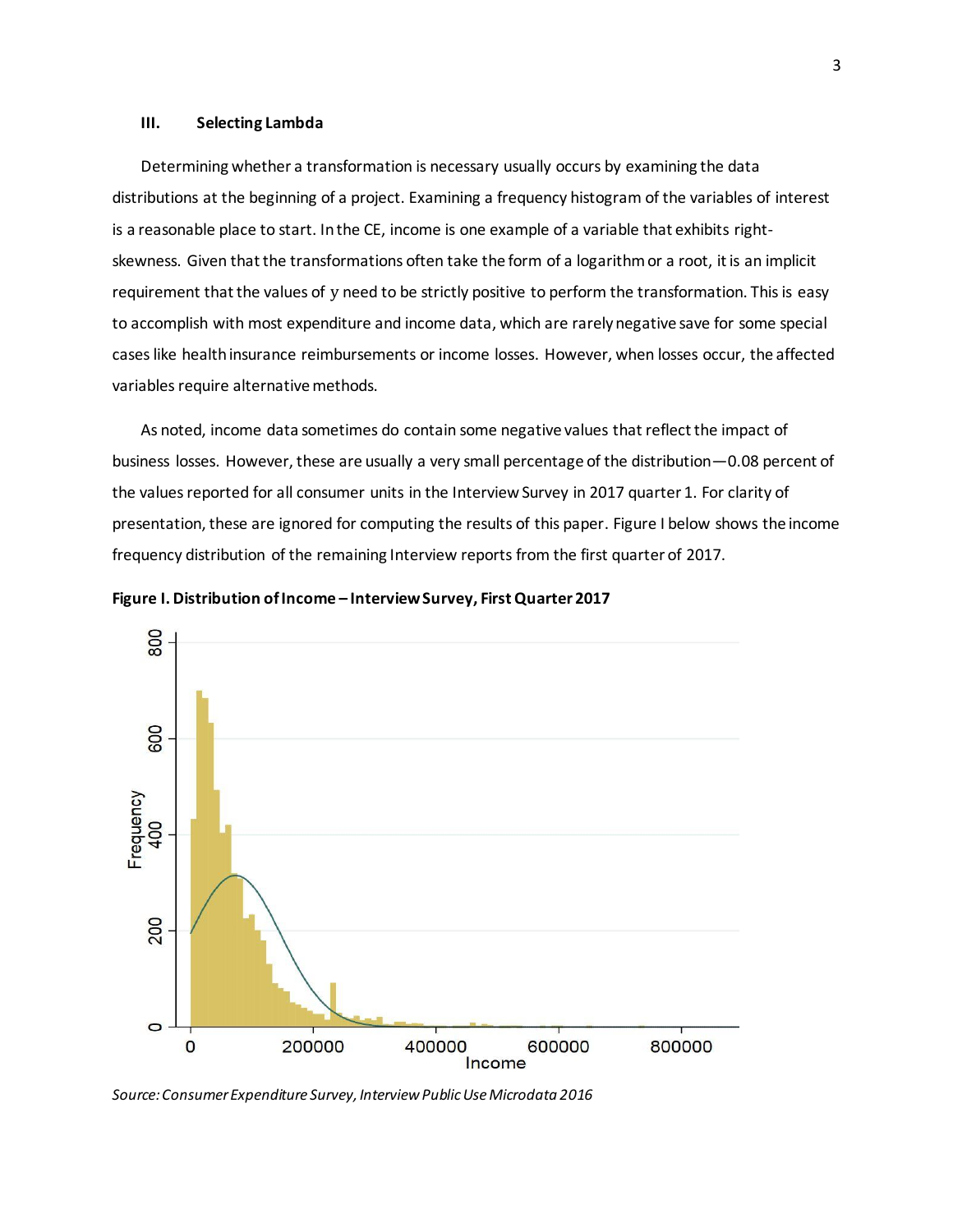## III. Selecting Lambda

Determining whether a transformation is necessary usually occurs by examining the data distributions at the beginning of a project. Examining a frequency histogram of the variables of interest is a reasonable place to start. In the CE, income is one example of a variable that exhibits right-skewness. Given that the transformations often take the form of a logarithm or a root, it is an implicit requirement that the values of $y$ need to be strictly positive to perform the transformation. This is easy to accomplish with most expenditure and income data, which are rarely negative save for some special cases like health insurance reimbursements or income losses. However, when losses occur, the affected variables require alternative methods.

As noted, income data sometimes do contain some negative values that reflect the impact of business losses. However, these are usually a very small percentage of the distribution—0.08 percent of the values reported for all consumer units in the Interview Survey in 2017 quarter 1. For clarity of presentation, these are ignored for computing the results of this paper. Figure I below shows the income frequency distribution of the remaining Interview reports from the first quarter of 2017.

**Figure I. Distribution of Income – Interview Survey, First Quarter 2017**

*Source: Consumer Expenditure Survey, Interview Public Use Microdata 2016*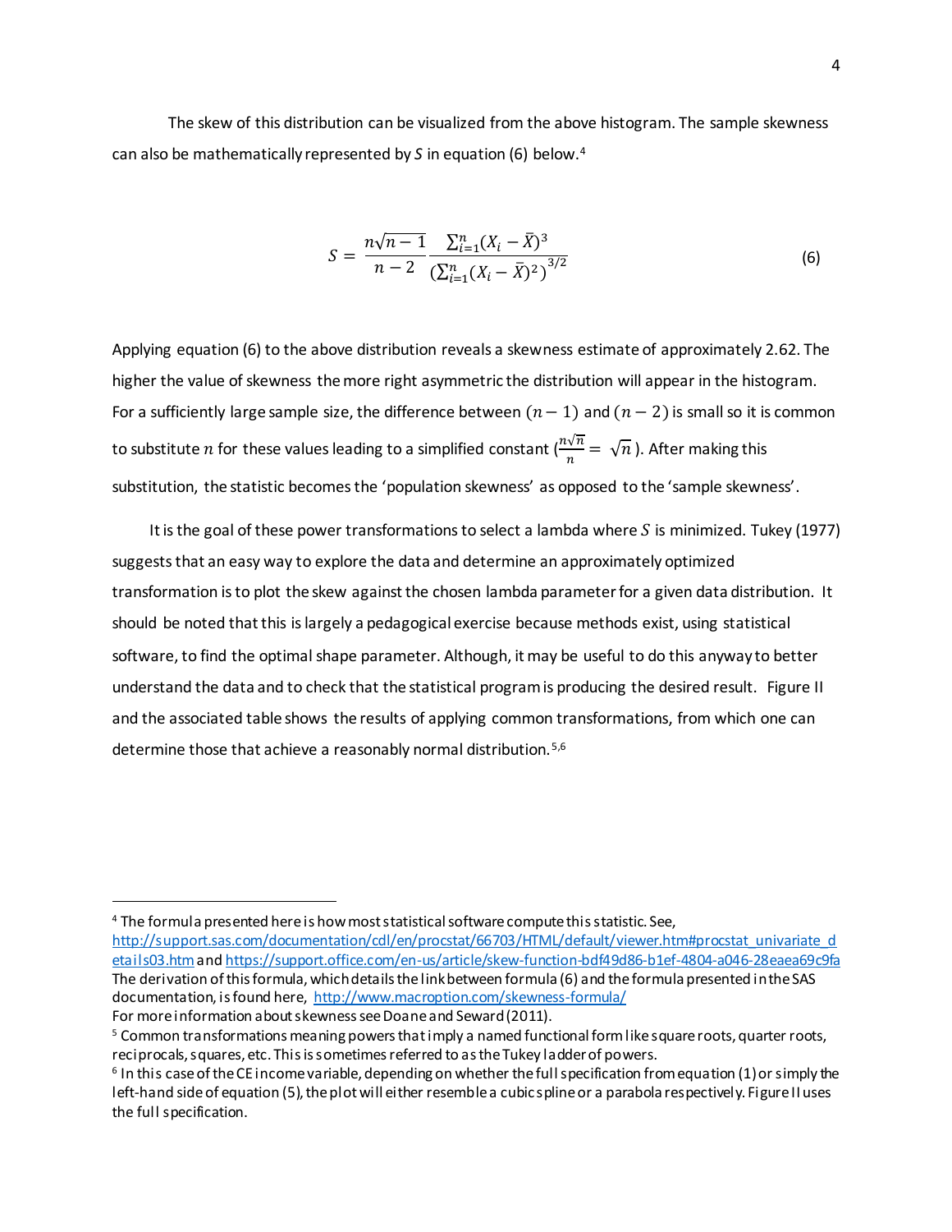The skew of this distribution can be visualized from the above histogram. The sample skewness can also be mathematically represented by $S$ in equation (6) below.[4]

$$S = \frac{n\sqrt{n-1}}{n-2} \frac{\sum_{i=1}^{n}(X_i - \bar{X})^3}{\left(\sum_{i=1}^{n}(X_i - \bar{X})^2\right)^{3/2}} \tag{6}$$

Applying equation (6) to the above distribution reveals a skewness estimate of approximately 2.62. The higher the value of skewness the more right asymmetric the distribution will appear in the histogram. For a sufficiently large sample size, the difference between $(n-1)$ and $(n-2)$ is small so it is common to substitute $n$ for these values leading to a simplified constant ($\frac{n\sqrt{n}}{n} = \sqrt{n}$). After making this substitution, the statistic becomes the 'population skewness' as opposed to the 'sample skewness'.

It is the goal of these power transformations to select a lambda where $S$ is minimized. Tukey (1977) suggests that an easy way to explore the data and determine an approximately optimized transformation is to plot the skew against the chosen lambda parameter for a given data distribution. It should be noted that this is largely a pedagogical exercise because methods exist, using statistical software, to find the optimal shape parameter. Although, it may be useful to do this anyway to better understand the data and to check that the statistical program is producing the desired result. Figure II and the associated table shows the results of applying common transformations, from which one can determine those that achieve a reasonably normal distribution.[5,6]

---

[4] The formula presented here is how most statistical software compute this statistic. See, http://support.sas.com/documentation/cdl/en/procstat/66703/HTML/default/viewer.htm#procstat_univariate_details03.htm and https://support.office.com/en-us/article/skew-function-bdf49d86-b1ef-4804-a046-28eaea69c9fa The derivation of this formula, which details the link between formula (6) and the formula presented in the SAS documentation, is found here, http://www.macroption.com/skewness-formula/
For more information about skewness see Doane and Seward (2011).

[5] Common transformations meaning powers that imply a named functional form like square roots, quarter roots, reciprocals, squares, etc. This is sometimes referred to as the Tukey ladder of powers.

[6] In this case of the CE income variable, depending on whether the full specification from equation (1) or simply the left-hand side of equation (5), the plot will either resemble a cubic spline or a parabola respectively. Figure II uses the full specification.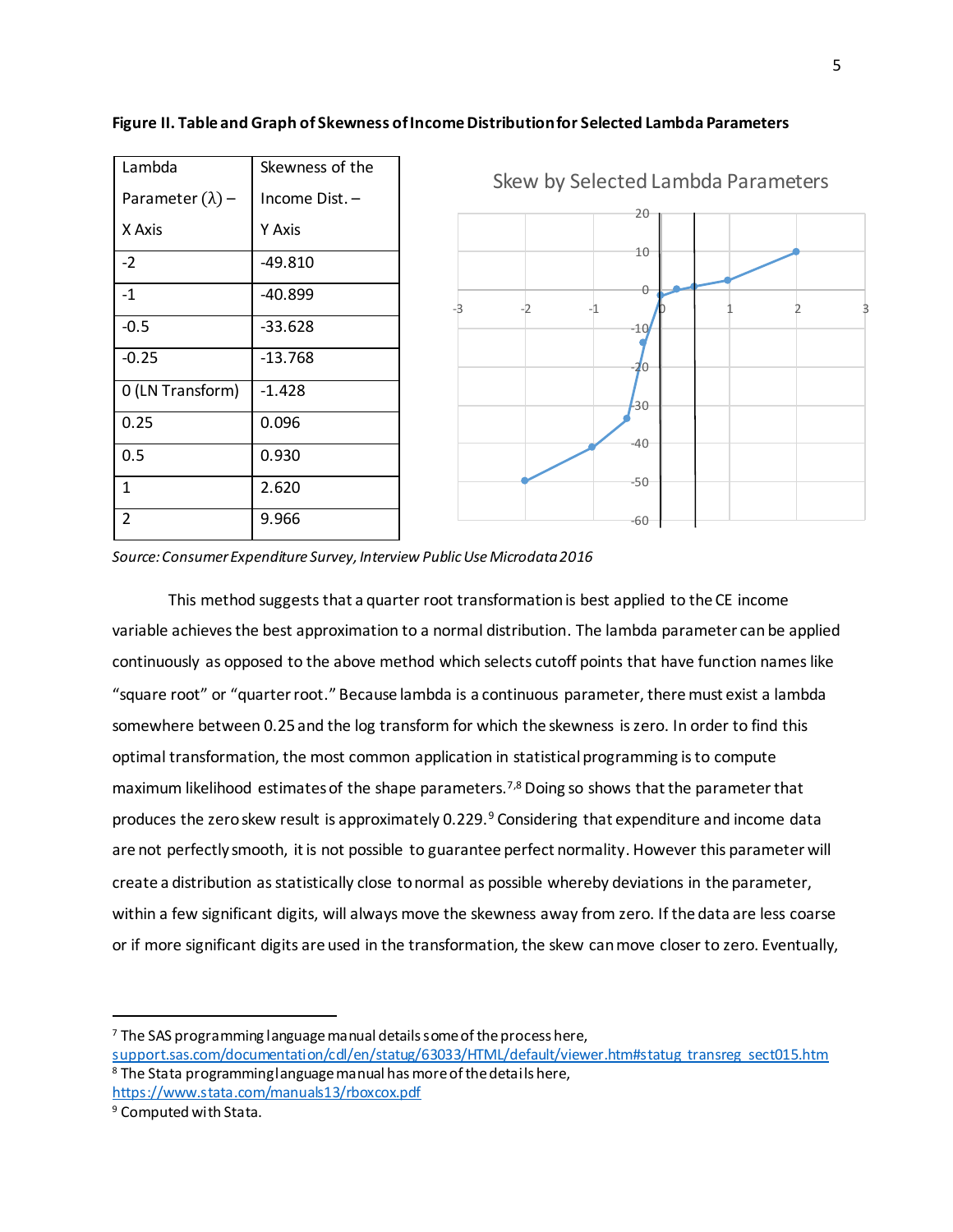**Figure II. Table and Graph of Skewness of Income Distribution for Selected Lambda Parameters**

| Lambda Parameter (λ) – X Axis | Skewness of the Income Dist. – Y Axis |
|---|---|
| -2 | -49.810 |
| -1 | -40.899 |
| -0.5 | -33.628 |
| -0.25 | -13.768 |
| 0 (LN Transform) | -1.428 |
| 0.25 | 0.096 |
| 0.5 | 0.930 |
| 1 | 2.620 |
| 2 | 9.966 |

*Source: Consumer Expenditure Survey, Interview Public Use Microdata 2016*

This method suggests that a quarter root transformation is best applied to the CE income variable achieves the best approximation to a normal distribution. The lambda parameter can be applied continuously as opposed to the above method which selects cutoff points that have function names like "square root" or "quarter root." Because lambda is a continuous parameter, there must exist a lambda somewhere between 0.25 and the log transform for which the skewness is zero. In order to find this optimal transformation, the most common application in statistical programming is to compute maximum likelihood estimates of the shape parameters.[7,8] Doing so shows that the parameter that produces the zero skew result is approximately 0.229.[9] Considering that expenditure and income data are not perfectly smooth, it is not possible to guarantee perfect normality. However this parameter will create a distribution as statistically close to normal as possible whereby deviations in the parameter, within a few significant digits, will always move the skewness away from zero. If the data are less coarse or if more significant digits are used in the transformation, the skew can move closer to zero. Eventually,

---

[7] The SAS programming language manual details some of the process here, support.sas.com/documentation/cdl/en/statug/63033/HTML/default/viewer.htm#statug_transreg_sect015.htm

[8] The Stata programming language manual has more of the details here, https://www.stata.com/manuals13/rboxcox.pdf

[9] Computed with Stata.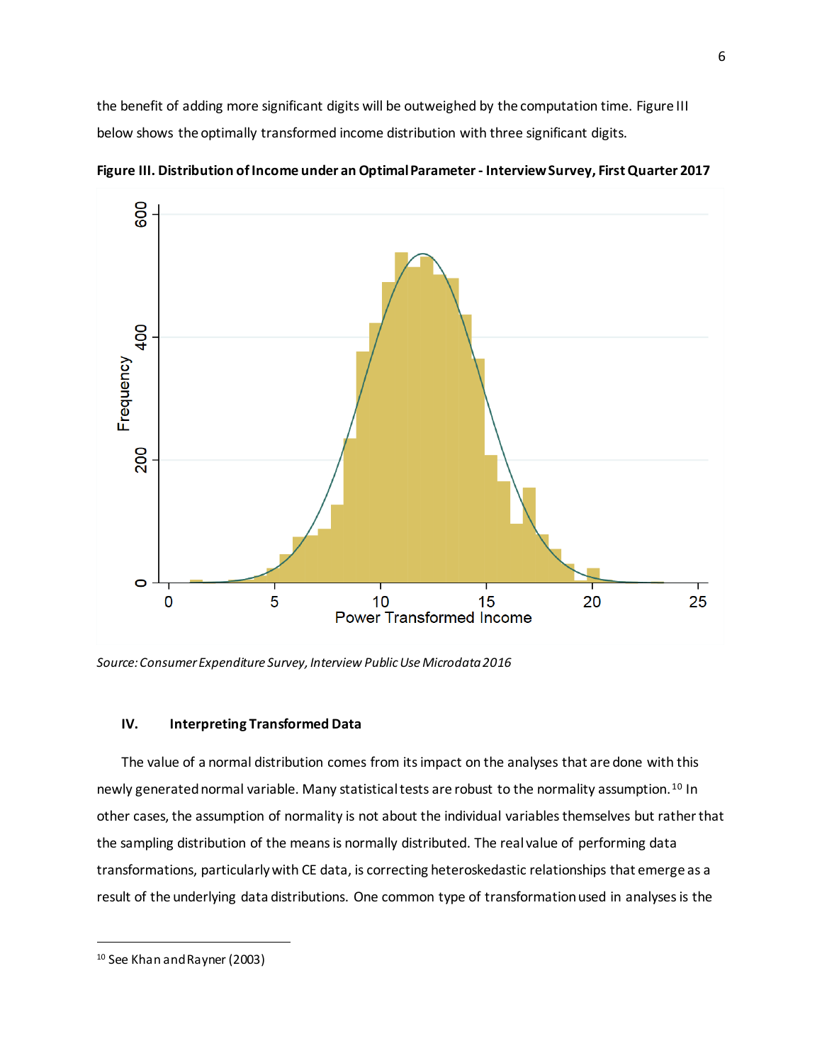the benefit of adding more significant digits will be outweighed by the computation time. Figure III below shows the optimally transformed income distribution with three significant digits.

**Figure III. Distribution of Income under an Optimal Parameter - Interview Survey, First Quarter 2017**

*Source: Consumer Expenditure Survey, Interview Public Use Microdata 2016*

### IV. Interpreting Transformed Data

The value of a normal distribution comes from its impact on the analyses that are done with this newly generated normal variable. Many statistical tests are robust to the normality assumption.[10] In other cases, the assumption of normality is not about the individual variables themselves but rather that the sampling distribution of the means is normally distributed. The real value of performing data transformations, particularly with CE data, is correcting heteroskedastic relationships that emerge as a result of the underlying data distributions. One common type of transformation used in analyses is the

---

[10] See Khan and Rayner (2003)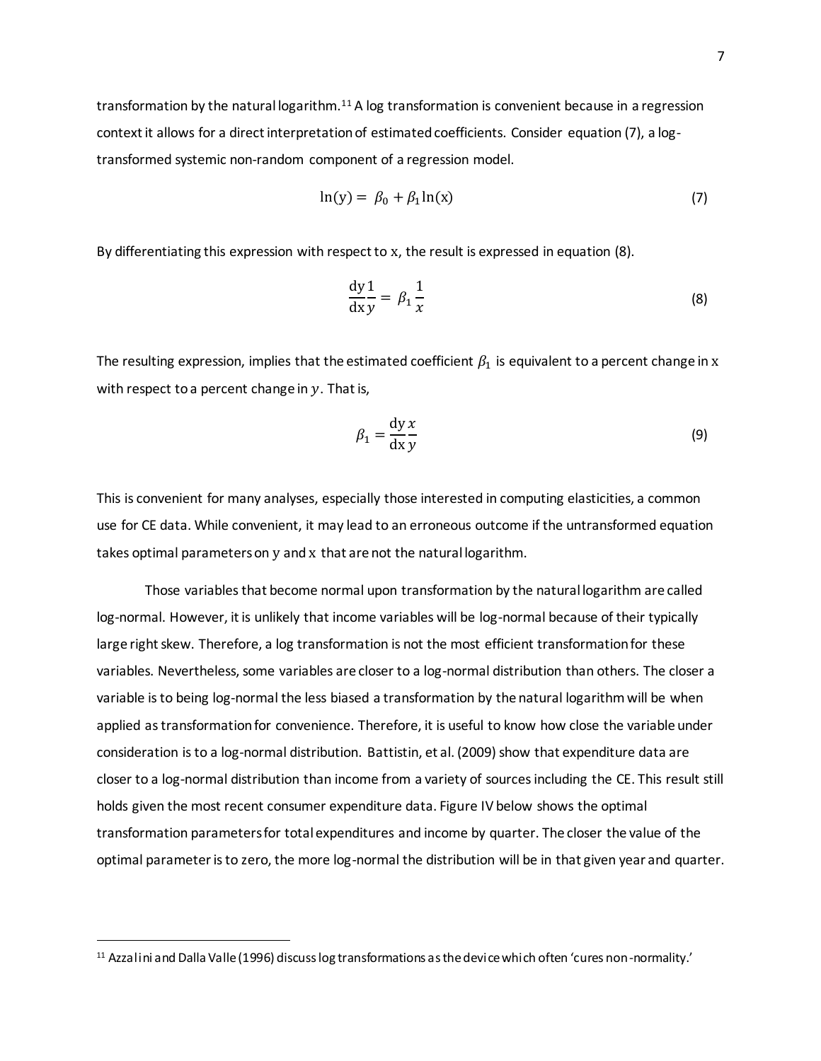transformation by the natural logarithm.[11] A log transformation is convenient because in a regression context it allows for a direct interpretation of estimated coefficients. Consider equation (7), a log-transformed systemic non-random component of a regression model.

$$\ln(\mathrm{y}) = \beta_0 + \beta_1 \ln(\mathrm{x}) \tag{7}$$

By differentiating this expression with respect to x, the result is expressed in equation (8).

$$\frac{\mathrm{dy}}{\mathrm{dx}}\frac{1}{y} = \beta_1 \frac{1}{x} \tag{8}$$

The resulting expression, implies that the estimated coefficient $\beta_1$ is equivalent to a percent change in x with respect to a percent change in $y$. That is,

$$\beta_1 = \frac{\mathrm{dy}}{\mathrm{dx}}\frac{x}{y} \tag{9}$$

This is convenient for many analyses, especially those interested in computing elasticities, a common use for CE data. While convenient, it may lead to an erroneous outcome if the untransformed equation takes optimal parameters on y and x that are not the natural logarithm.

Those variables that become normal upon transformation by the natural logarithm are called log-normal. However, it is unlikely that income variables will be log-normal because of their typically large right skew. Therefore, a log transformation is not the most efficient transformation for these variables. Nevertheless, some variables are closer to a log-normal distribution than others. The closer a variable is to being log-normal the less biased a transformation by the natural logarithm will be when applied as transformation for convenience. Therefore, it is useful to know how close the variable under consideration is to a log-normal distribution. Battistin, et al. (2009) show that expenditure data are closer to a log-normal distribution than income from a variety of sources including the CE. This result still holds given the most recent consumer expenditure data. Figure IV below shows the optimal transformation parameters for total expenditures and income by quarter. The closer the value of the optimal parameter is to zero, the more log-normal the distribution will be in that given year and quarter.

[11] Azzalini and Dalla Valle (1996) discuss log transformations as the device which often 'cures non-normality.'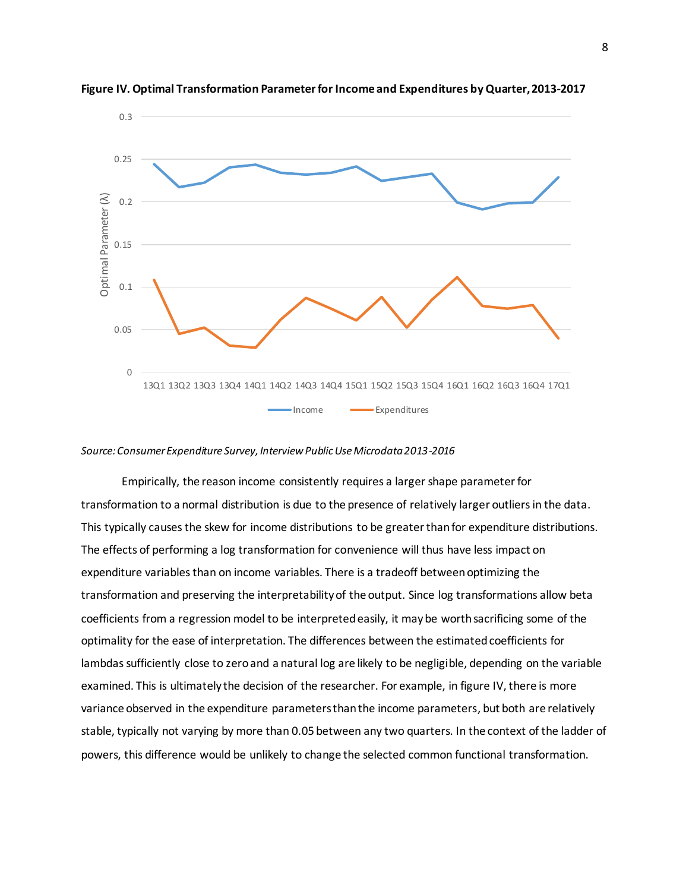**Figure IV. Optimal Transformation Parameter for Income and Expenditures by Quarter, 2013-2017**

*Source: Consumer Expenditure Survey, Interview Public Use Microdata 2013-2016*

Empirically, the reason income consistently requires a larger shape parameter for transformation to a normal distribution is due to the presence of relatively larger outliers in the data. This typically causes the skew for income distributions to be greater than for expenditure distributions. The effects of performing a log transformation for convenience will thus have less impact on expenditure variables than on income variables. There is a tradeoff between optimizing the transformation and preserving the interpretability of the output. Since log transformations allow beta coefficients from a regression model to be interpreted easily, it may be worth sacrificing some of the optimality for the ease of interpretation. The differences between the estimated coefficients for lambdas sufficiently close to zero and a natural log are likely to be negligible, depending on the variable examined. This is ultimately the decision of the researcher. For example, in figure IV, there is more variance observed in the expenditure parameters than the income parameters, but both are relatively stable, typically not varying by more than 0.05 between any two quarters. In the context of the ladder of powers, this difference would be unlikely to change the selected common functional transformation.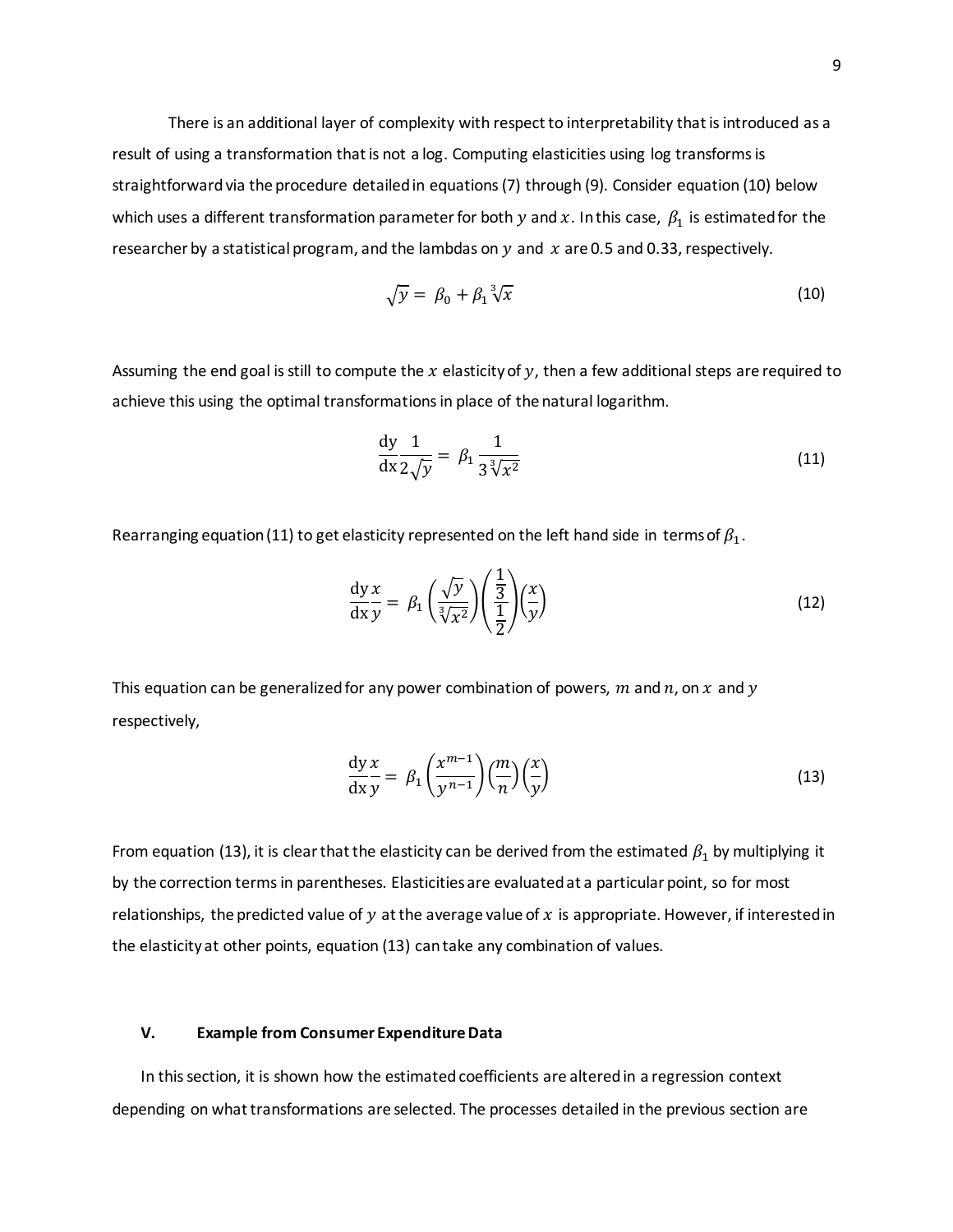There is an additional layer of complexity with respect to interpretability that is introduced as a result of using a transformation that is not a log. Computing elasticities using log transforms is straightforward via the procedure detailed in equations (7) through (9). Consider equation (10) below which uses a different transformation parameter for both $y$ and $x$. In this case, $\beta_1$ is estimated for the researcher by a statistical program, and the lambdas on $y$ and $x$ are 0.5 and 0.33, respectively.

$$\sqrt{y} = \beta_0 + \beta_1 \sqrt[3]{x} \tag{10}$$

Assuming the end goal is still to compute the $x$ elasticity of $y$, then a few additional steps are required to achieve this using the optimal transformations in place of the natural logarithm.

$$\frac{\mathrm{dy}}{\mathrm{dx}} \frac{1}{2\sqrt{y}} = \beta_1 \frac{1}{3\sqrt[3]{x^2}} \tag{11}$$

Rearranging equation (11) to get elasticity represented on the left hand side in terms of $\beta_1$.

$$\frac{\mathrm{dy}}{\mathrm{dx}} \frac{x}{y} = \beta_1 \left(\frac{\sqrt{y}}{\sqrt[3]{x^2}}\right) \left(\frac{\frac{1}{3}}{\frac{1}{2}}\right) \left(\frac{x}{y}\right) \tag{12}$$

This equation can be generalized for any power combination of powers, $m$ and $n$, on $x$ and $y$ respectively,

$$\frac{\mathrm{dy}}{\mathrm{dx}} \frac{x}{y} = \beta_1 \left(\frac{x^{m-1}}{y^{n-1}}\right) \left(\frac{m}{n}\right) \left(\frac{x}{y}\right) \tag{13}$$

From equation (13), it is clear that the elasticity can be derived from the estimated $\beta_1$ by multiplying it by the correction terms in parentheses. Elasticities are evaluated at a particular point, so for most relationships, the predicted value of $y$ at the average value of $x$ is appropriate. However, if interested in the elasticity at other points, equation (13) can take any combination of values.

## V. Example from Consumer Expenditure Data

In this section, it is shown how the estimated coefficients are altered in a regression context depending on what transformations are selected. The processes detailed in the previous section are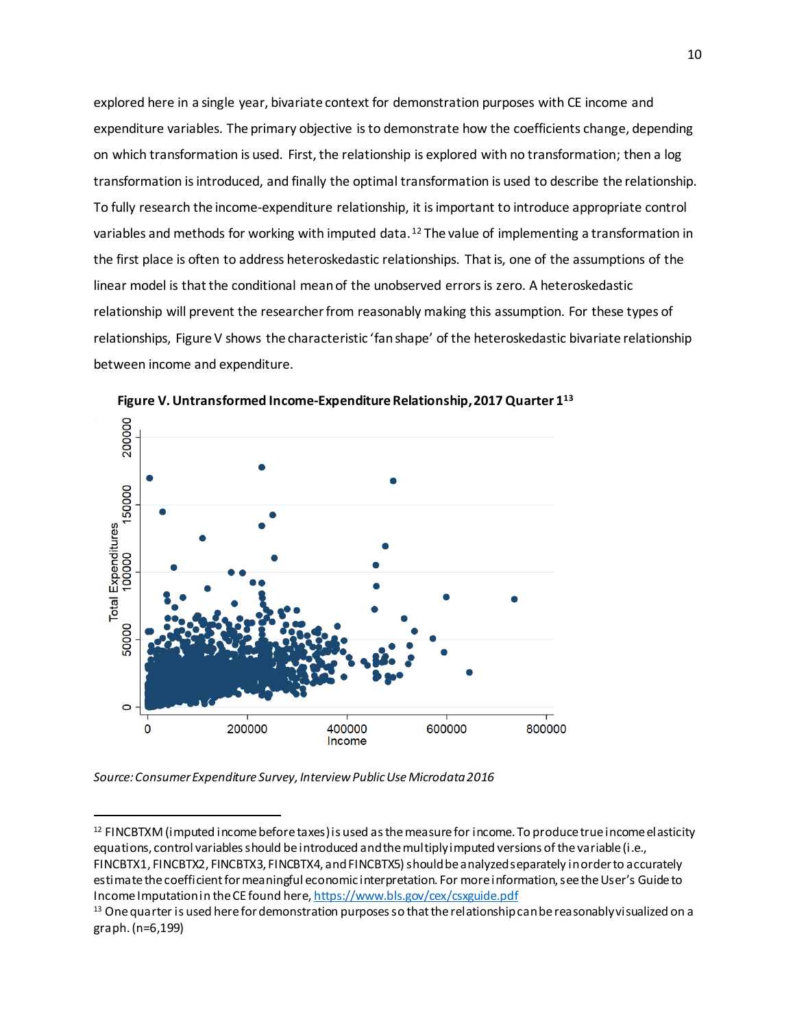explored here in a single year, bivariate context for demonstration purposes with CE income and expenditure variables. The primary objective is to demonstrate how the coefficients change, depending on which transformation is used. First, the relationship is explored with no transformation; then a log transformation is introduced, and finally the optimal transformation is used to describe the relationship. To fully research the income-expenditure relationship, it is important to introduce appropriate control variables and methods for working with imputed data.[12] The value of implementing a transformation in the first place is often to address heteroskedastic relationships. That is, one of the assumptions of the linear model is that the conditional mean of the unobserved errors is zero. A heteroskedastic relationship will prevent the researcher from reasonably making this assumption. For these types of relationships, Figure V shows the characteristic 'fan shape' of the heteroskedastic bivariate relationship between income and expenditure.

**Figure V. Untransformed Income-Expenditure Relationship, 2017 Quarter 1[13]**

*Source: Consumer Expenditure Survey, Interview Public Use Microdata 2016*

---

[12] FINCBTXM (imputed income before taxes) is used as the measure for income. To produce true income elasticity equations, control variables should be introduced and the multiply imputed versions of the variable (i.e., FINCBTX1, FINCBTX2, FINCBTX3, FINCBTX4, and FINCBTX5) should be analyzed separately in order to accurately estimate the coefficient for meaningful economic interpretation. For more information, see the User's Guide to Income Imputation in the CE found here, https://www.bls.gov/cex/csxguide.pdf

[13] One quarter is used here for demonstration purposes so that the relationship can be reasonably visualized on a graph. (n=6,199)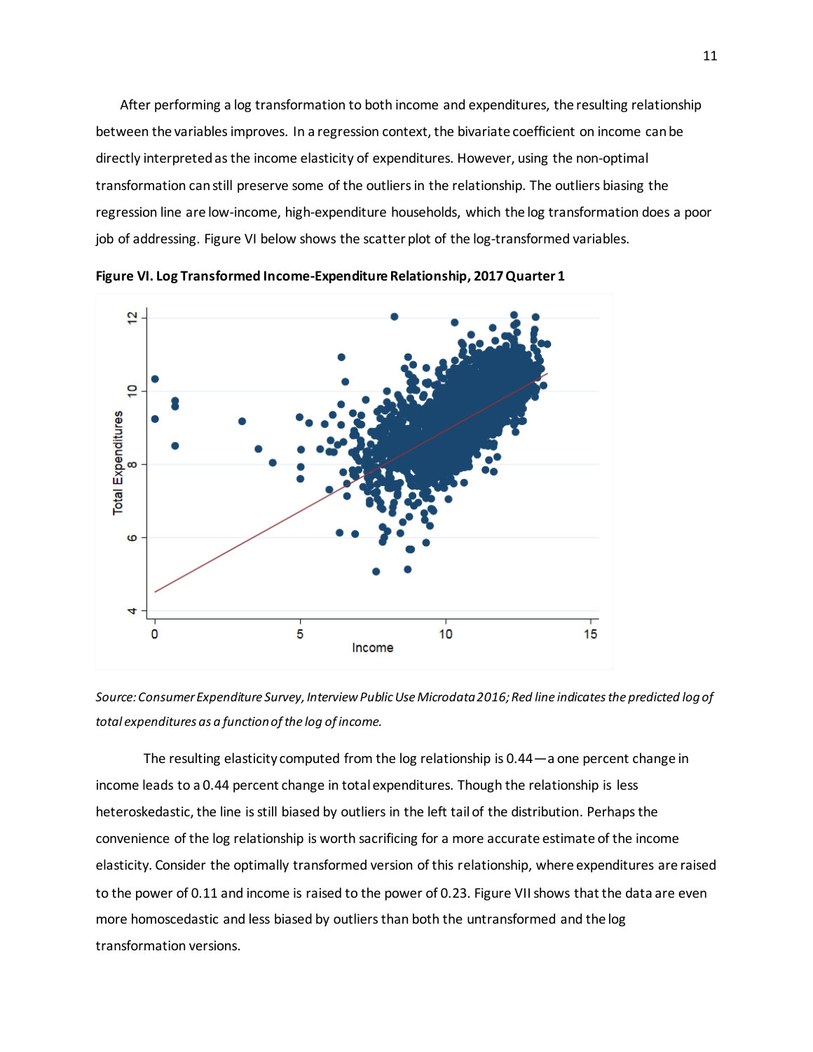After performing a log transformation to both income and expenditures, the resulting relationship between the variables improves. In a regression context, the bivariate coefficient on income can be directly interpreted as the income elasticity of expenditures. However, using the non-optimal transformation can still preserve some of the outliers in the relationship. The outliers biasing the regression line are low-income, high-expenditure households, which the log transformation does a poor job of addressing. Figure VI below shows the scatter plot of the log-transformed variables.

**Figure VI. Log Transformed Income-Expenditure Relationship, 2017 Quarter 1**

*Source: Consumer Expenditure Survey, Interview Public Use Microdata 2016; Red line indicates the predicted log of total expenditures as a function of the log of income.*

The resulting elasticity computed from the log relationship is 0.44—a one percent change in income leads to a 0.44 percent change in total expenditures. Though the relationship is less heteroskedastic, the line is still biased by outliers in the left tail of the distribution. Perhaps the convenience of the log relationship is worth sacrificing for a more accurate estimate of the income elasticity. Consider the optimally transformed version of this relationship, where expenditures are raised to the power of 0.11 and income is raised to the power of 0.23. Figure VII shows that the data are even more homoscedastic and less biased by outliers than both the untransformed and the log transformation versions.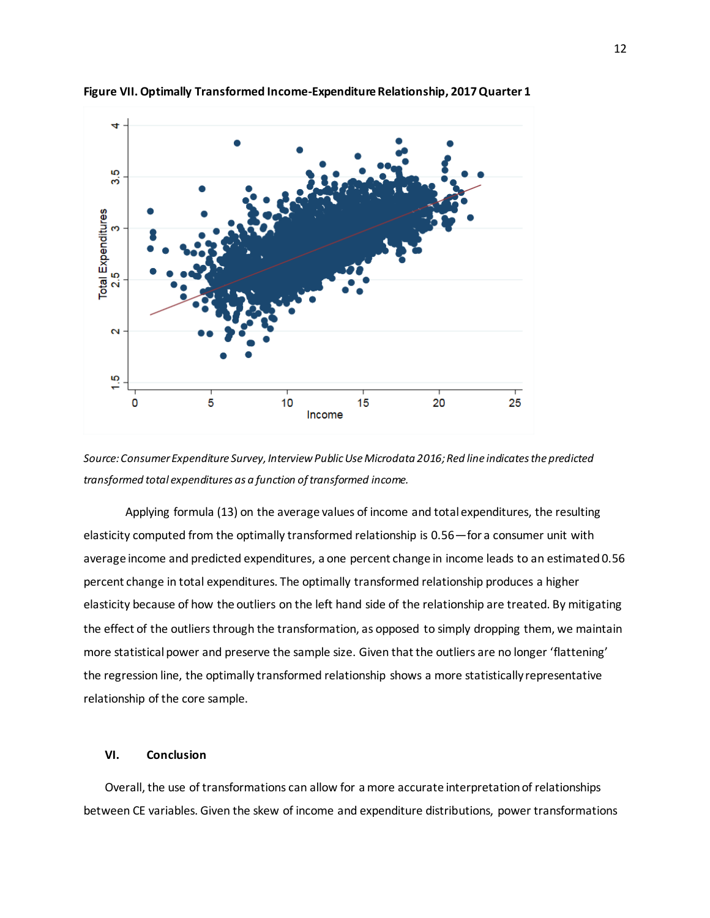**Figure VII. Optimally Transformed Income-Expenditure Relationship, 2017 Quarter 1**

*Source: Consumer Expenditure Survey, Interview Public Use Microdata 2016; Red line indicates the predicted transformed total expenditures as a function of transformed income.*

Applying formula (13) on the average values of income and total expenditures, the resulting elasticity computed from the optimally transformed relationship is 0.56—for a consumer unit with average income and predicted expenditures, a one percent change in income leads to an estimated 0.56 percent change in total expenditures. The optimally transformed relationship produces a higher elasticity because of how the outliers on the left hand side of the relationship are treated. By mitigating the effect of the outliers through the transformation, as opposed to simply dropping them, we maintain more statistical power and preserve the sample size. Given that the outliers are no longer 'flattening' the regression line, the optimally transformed relationship shows a more statistically representative relationship of the core sample.

## VI. Conclusion

Overall, the use of transformations can allow for a more accurate interpretation of relationships between CE variables. Given the skew of income and expenditure distributions, power transformations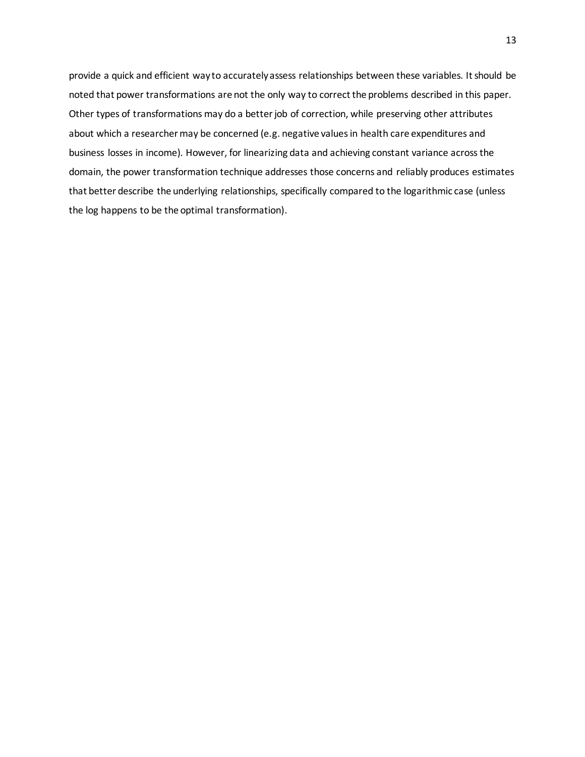provide a quick and efficient way to accurately assess relationships between these variables. It should be noted that power transformations are not the only way to correct the problems described in this paper. Other types of transformations may do a better job of correction, while preserving other attributes about which a researcher may be concerned (e.g. negative values in health care expenditures and business losses in income). However, for linearizing data and achieving constant variance across the domain, the power transformation technique addresses those concerns and reliably produces estimates that better describe the underlying relationships, specifically compared to the logarithmic case (unless the log happens to be the optimal transformation).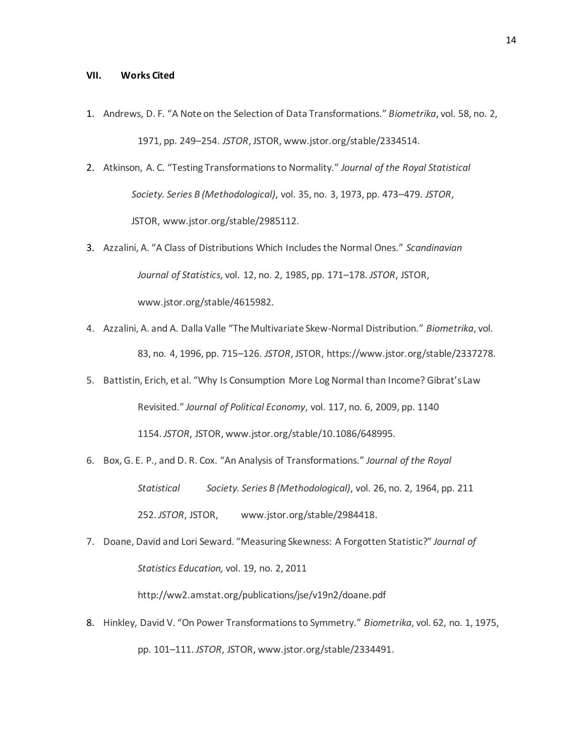## VII. Works Cited

1. Andrews, D. F. "A Note on the Selection of Data Transformations." *Biometrika*, vol. 58, no. 2, 1971, pp. 249–254. *JSTOR*, JSTOR, www.jstor.org/stable/2334514.
2. Atkinson, A. C. "Testing Transformations to Normality." *Journal of the Royal Statistical Society. Series B (Methodological)*, vol. 35, no. 3, 1973, pp. 473–479. *JSTOR*, JSTOR, www.jstor.org/stable/2985112.
3. Azzalini, A. "A Class of Distributions Which Includes the Normal Ones." *Scandinavian Journal of Statistics*, vol. 12, no. 2, 1985, pp. 171–178. *JSTOR*, JSTOR, www.jstor.org/stable/4615982.
4. Azzalini, A. and A. Dalla Valle "The Multivariate Skew-Normal Distribution." *Biometrika*, vol. 83, no. 4, 1996, pp. 715–126. *JSTOR*, JSTOR, https://www.jstor.org/stable/2337278.
5. Battistin, Erich, et al. "Why Is Consumption More Log Normal than Income? Gibrat's Law Revisited." *Journal of Political Economy*, vol. 117, no. 6, 2009, pp. 1140 1154. *JSTOR*, JSTOR, www.jstor.org/stable/10.1086/648995.
6. Box, G. E. P., and D. R. Cox. "An Analysis of Transformations." *Journal of the Royal Statistical Society. Series B (Methodological)*, vol. 26, no. 2, 1964, pp. 211 252. *JSTOR*, JSTOR, www.jstor.org/stable/2984418.
7. Doane, David and Lori Seward. "Measuring Skewness: A Forgotten Statistic?" *Journal of Statistics Education,* vol. 19, no. 2, 2011 http://ww2.amstat.org/publications/jse/v19n2/doane.pdf
8. Hinkley, David V. "On Power Transformations to Symmetry." *Biometrika*, vol. 62, no. 1, 1975, pp. 101–111. *JSTOR*, JSTOR, www.jstor.org/stable/2334491.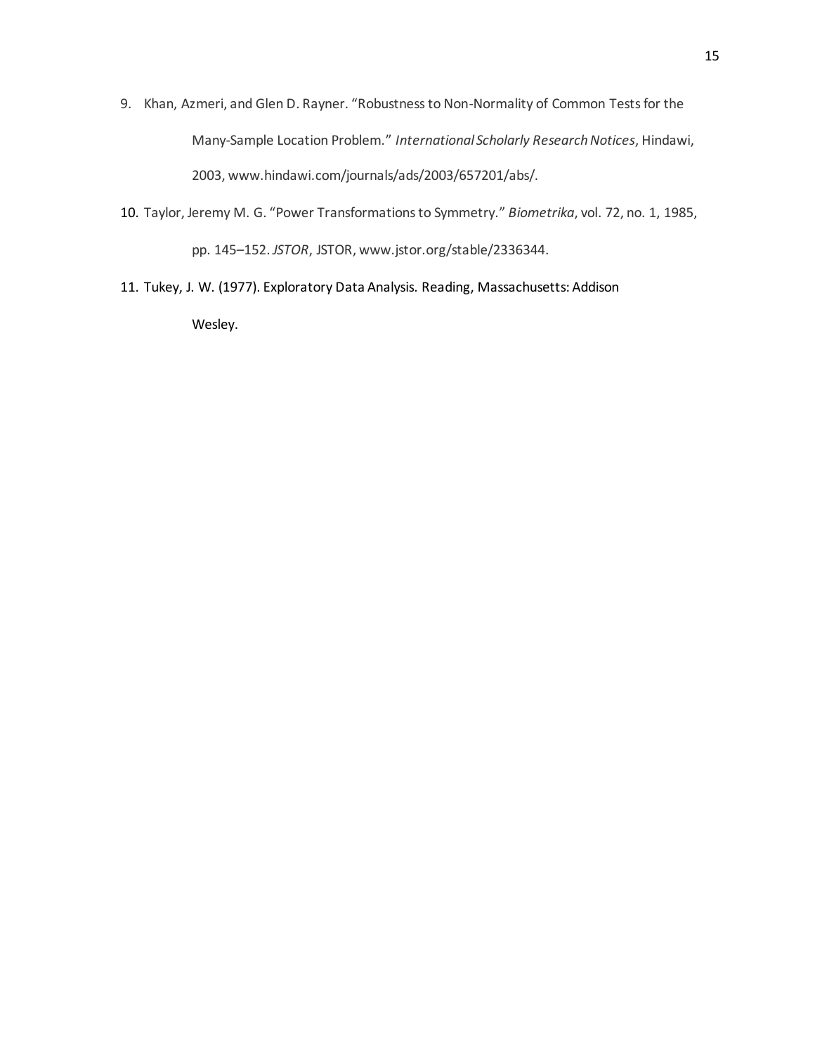9. Khan, Azmeri, and Glen D. Rayner. "Robustness to Non-Normality of Common Tests for the Many-Sample Location Problem." *International Scholarly Research Notices*, Hindawi, 2003, www.hindawi.com/journals/ads/2003/657201/abs/.
10. Taylor, Jeremy M. G. "Power Transformations to Symmetry." *Biometrika*, vol. 72, no. 1, 1985, pp. 145–152. *JSTOR*, JSTOR, www.jstor.org/stable/2336344.
11. Tukey, J. W. (1977). Exploratory Data Analysis. Reading, Massachusetts: Addison Wesley.